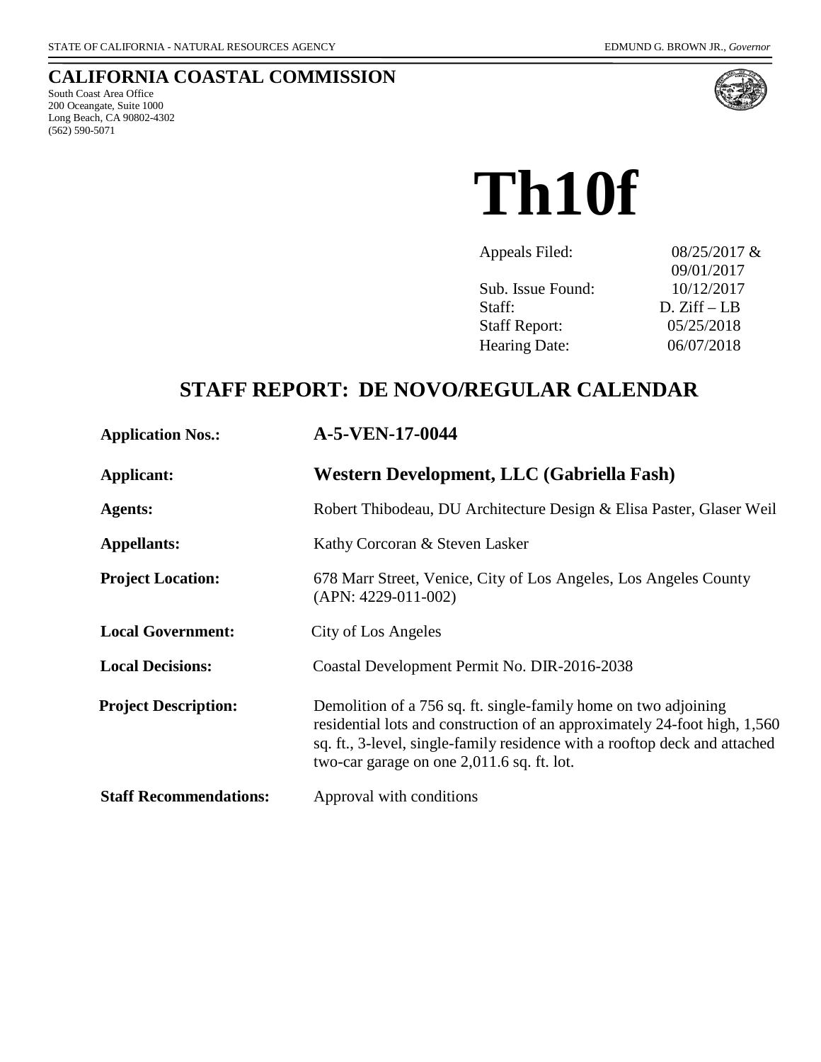STATE OF CALIFORNIA - NATURAL RESOURCES AGENCY

EDMUND G. BROWN JR., *Governor*

# CALIFORNIA COASTAL COMMISSION

South Coast Area Office
200 Oceangate, Suite 1000
Long Beach, CA 90802-4302
(562) 590-5071

# Th10f

| | |
|---|---|
| Appeals Filed: | 08/25/2017 & 09/01/2017 |
| Sub. Issue Found: | 10/12/2017 |
| Staff: | D. Ziff – LB |
| Staff Report: | 05/25/2018 |
| Hearing Date: | 06/07/2018 |

## STAFF REPORT: DE NOVO/REGULAR CALENDAR

| | |
|---|---|
| **Application Nos.:** | **A-5-VEN-17-0044** |
| **Applicant:** | **Western Development, LLC (Gabriella Fash)** |
| **Agents:** | Robert Thibodeau, DU Architecture Design & Elisa Paster, Glaser Weil |
| **Appellants:** | Kathy Corcoran & Steven Lasker |
| **Project Location:** | 678 Marr Street, Venice, City of Los Angeles, Los Angeles County (APN: 4229-011-002) |
| **Local Government:** | City of Los Angeles |
| **Local Decisions:** | Coastal Development Permit No. DIR-2016-2038 |
| **Project Description:** | Demolition of a 756 sq. ft. single-family home on two adjoining residential lots and construction of an approximately 24-foot high, 1,560 sq. ft., 3-level, single-family residence with a rooftop deck and attached two-car garage on one 2,011.6 sq. ft. lot. |
| **Staff Recommendations:** | Approval with conditions |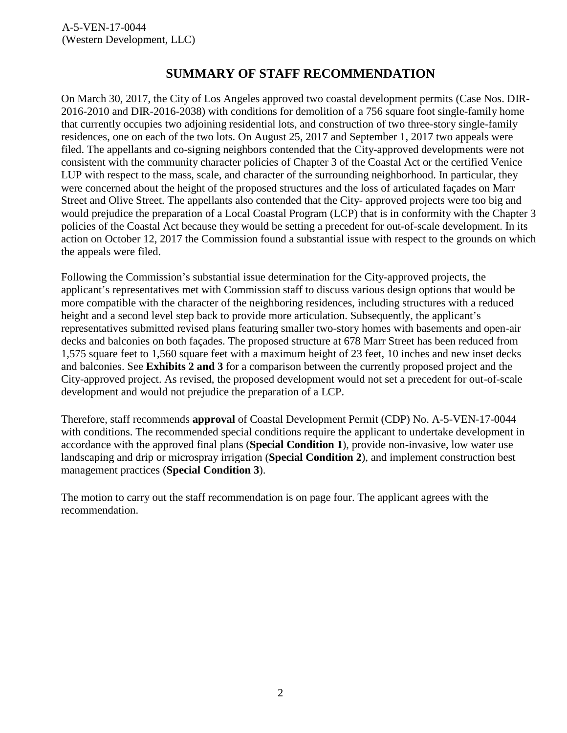## SUMMARY OF STAFF RECOMMENDATION

On March 30, 2017, the City of Los Angeles approved two coastal development permits (Case Nos. DIR-2016-2010 and DIR-2016-2038) with conditions for demolition of a 756 square foot single-family home that currently occupies two adjoining residential lots, and construction of two three-story single-family residences, one on each of the two lots. On August 25, 2017 and September 1, 2017 two appeals were filed. The appellants and co-signing neighbors contended that the City-approved developments were not consistent with the community character policies of Chapter 3 of the Coastal Act or the certified Venice LUP with respect to the mass, scale, and character of the surrounding neighborhood. In particular, they were concerned about the height of the proposed structures and the loss of articulated façades on Marr Street and Olive Street. The appellants also contended that the City- approved projects were too big and would prejudice the preparation of a Local Coastal Program (LCP) that is in conformity with the Chapter 3 policies of the Coastal Act because they would be setting a precedent for out-of-scale development. In its action on October 12, 2017 the Commission found a substantial issue with respect to the grounds on which the appeals were filed.

Following the Commission's substantial issue determination for the City-approved projects, the applicant's representatives met with Commission staff to discuss various design options that would be more compatible with the character of the neighboring residences, including structures with a reduced height and a second level step back to provide more articulation. Subsequently, the applicant's representatives submitted revised plans featuring smaller two-story homes with basements and open-air decks and balconies on both façades. The proposed structure at 678 Marr Street has been reduced from 1,575 square feet to 1,560 square feet with a maximum height of 23 feet, 10 inches and new inset decks and balconies. See **Exhibits 2 and 3** for a comparison between the currently proposed project and the City-approved project. As revised, the proposed development would not set a precedent for out-of-scale development and would not prejudice the preparation of a LCP.

Therefore, staff recommends **approval** of Coastal Development Permit (CDP) No. A-5-VEN-17-0044 with conditions. The recommended special conditions require the applicant to undertake development in accordance with the approved final plans (**Special Condition 1**), provide non-invasive, low water use landscaping and drip or microspray irrigation (**Special Condition 2**), and implement construction best management practices (**Special Condition 3**).

The motion to carry out the staff recommendation is on page four. The applicant agrees with the recommendation.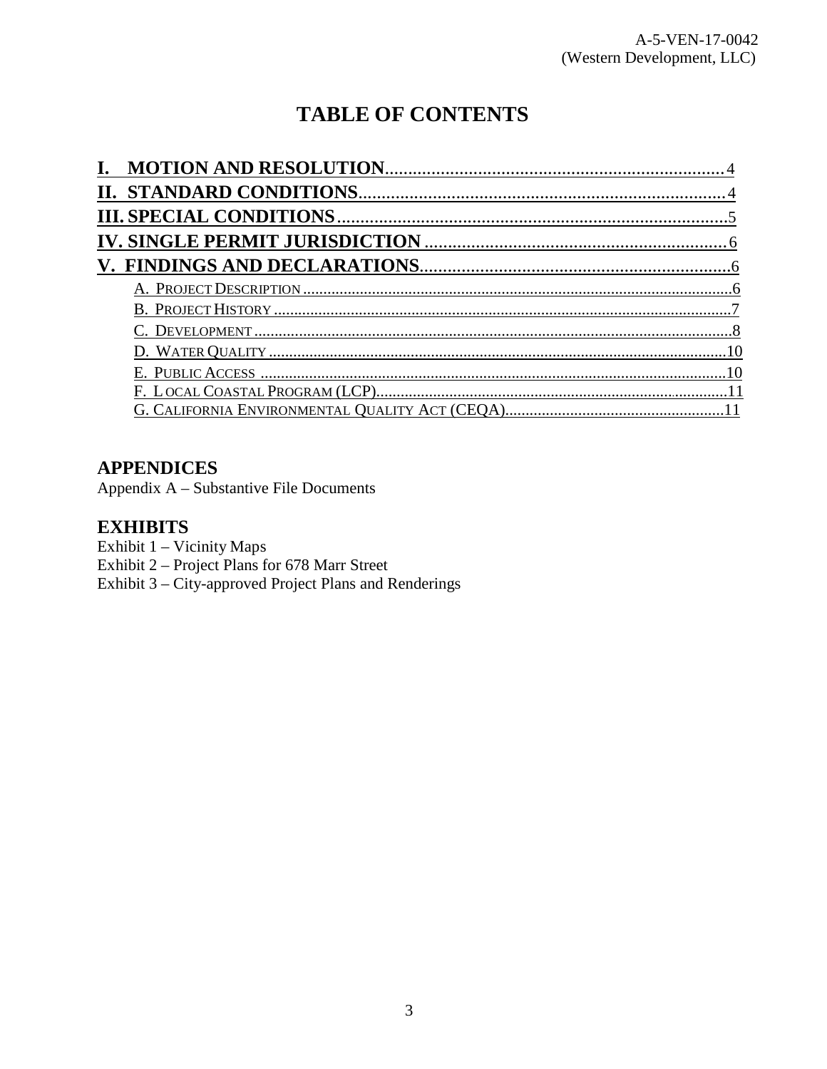# TABLE OF CONTENTS

- **I. MOTION AND RESOLUTION** .......... 4
- **II. STANDARD CONDITIONS** .......... 4
- **III. SPECIAL CONDITIONS** .......... 5
- **IV. SINGLE PERMIT JURISDICTION** .......... 6
- **V. FINDINGS AND DECLARATIONS** .......... 6
  - A. Project Description .......... 6
  - B. Project History .......... 7
  - C. Development .......... 8
  - D. Water Quality .......... 10
  - E. Public Access .......... 10
  - F. Local Coastal Program (LCP) .......... 11
  - G. California Environmental Quality Act (CEQA) .......... 11

## APPENDICES

Appendix A – Substantive File Documents

## EXHIBITS

Exhibit 1 – Vicinity Maps
Exhibit 2 – Project Plans for 678 Marr Street
Exhibit 3 – City-approved Project Plans and Renderings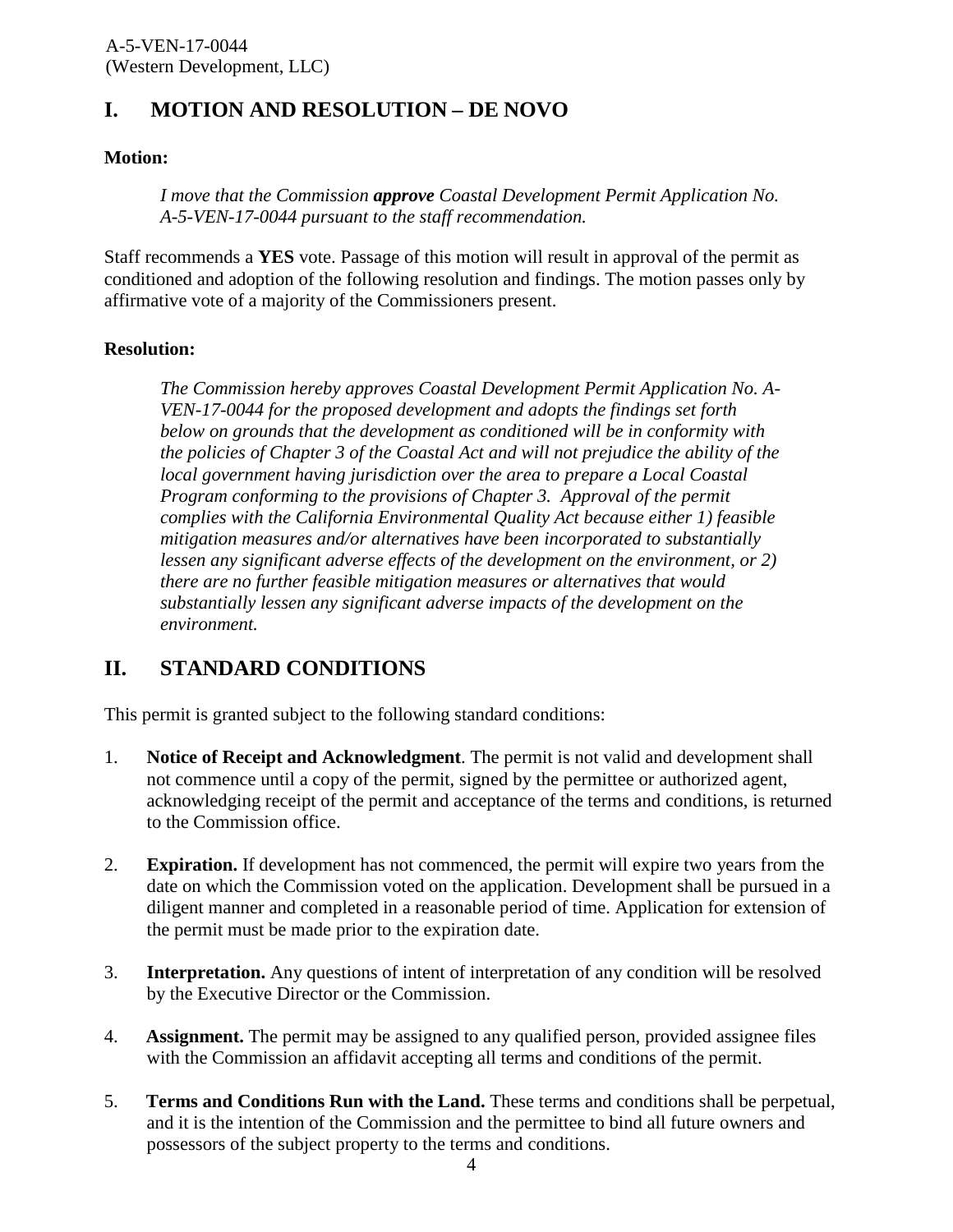# I. MOTION AND RESOLUTION – DE NOVO

**Motion:**

> *I move that the Commission* ***approve*** *Coastal Development Permit Application No. A-5-VEN-17-0044 pursuant to the staff recommendation.*

Staff recommends a **YES** vote. Passage of this motion will result in approval of the permit as conditioned and adoption of the following resolution and findings. The motion passes only by affirmative vote of a majority of the Commissioners present.

**Resolution:**

> *The Commission hereby approves Coastal Development Permit Application No. A-VEN-17-0044 for the proposed development and adopts the findings set forth below on grounds that the development as conditioned will be in conformity with the policies of Chapter 3 of the Coastal Act and will not prejudice the ability of the local government having jurisdiction over the area to prepare a Local Coastal Program conforming to the provisions of Chapter 3. Approval of the permit complies with the California Environmental Quality Act because either 1) feasible mitigation measures and/or alternatives have been incorporated to substantially lessen any significant adverse effects of the development on the environment, or 2) there are no further feasible mitigation measures or alternatives that would substantially lessen any significant adverse impacts of the development on the environment.*

# II. STANDARD CONDITIONS

This permit is granted subject to the following standard conditions:

1. **Notice of Receipt and Acknowledgment**. The permit is not valid and development shall not commence until a copy of the permit, signed by the permittee or authorized agent, acknowledging receipt of the permit and acceptance of the terms and conditions, is returned to the Commission office.

2. **Expiration.** If development has not commenced, the permit will expire two years from the date on which the Commission voted on the application. Development shall be pursued in a diligent manner and completed in a reasonable period of time. Application for extension of the permit must be made prior to the expiration date.

3. **Interpretation.** Any questions of intent of interpretation of any condition will be resolved by the Executive Director or the Commission.

4. **Assignment.** The permit may be assigned to any qualified person, provided assignee files with the Commission an affidavit accepting all terms and conditions of the permit.

5. **Terms and Conditions Run with the Land.** These terms and conditions shall be perpetual, and it is the intention of the Commission and the permittee to bind all future owners and possessors of the subject property to the terms and conditions.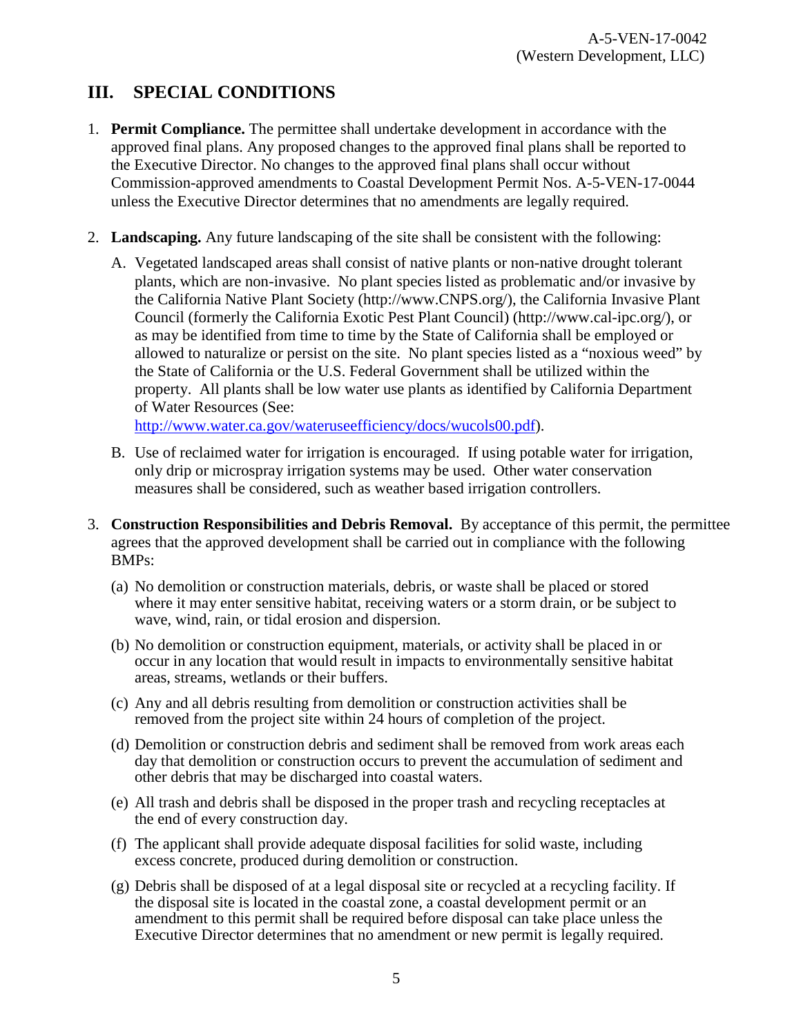## III. SPECIAL CONDITIONS

1. **Permit Compliance.** The permittee shall undertake development in accordance with the approved final plans. Any proposed changes to the approved final plans shall be reported to the Executive Director. No changes to the approved final plans shall occur without Commission-approved amendments to Coastal Development Permit Nos. A-5-VEN-17-0044 unless the Executive Director determines that no amendments are legally required.

2. **Landscaping.** Any future landscaping of the site shall be consistent with the following:

   A. Vegetated landscaped areas shall consist of native plants or non-native drought tolerant plants, which are non-invasive. No plant species listed as problematic and/or invasive by the California Native Plant Society (http://www.CNPS.org/), the California Invasive Plant Council (formerly the California Exotic Pest Plant Council) (http://www.cal-ipc.org/), or as may be identified from time to time by the State of California shall be employed or allowed to naturalize or persist on the site. No plant species listed as a "noxious weed" by the State of California or the U.S. Federal Government shall be utilized within the property. All plants shall be low water use plants as identified by California Department of Water Resources (See: http://www.water.ca.gov/wateruseefficiency/docs/wucols00.pdf).

   B. Use of reclaimed water for irrigation is encouraged. If using potable water for irrigation, only drip or microspray irrigation systems may be used. Other water conservation measures shall be considered, such as weather based irrigation controllers.

3. **Construction Responsibilities and Debris Removal.** By acceptance of this permit, the permittee agrees that the approved development shall be carried out in compliance with the following BMPs:

   (a) No demolition or construction materials, debris, or waste shall be placed or stored where it may enter sensitive habitat, receiving waters or a storm drain, or be subject to wave, wind, rain, or tidal erosion and dispersion.

   (b) No demolition or construction equipment, materials, or activity shall be placed in or occur in any location that would result in impacts to environmentally sensitive habitat areas, streams, wetlands or their buffers.

   (c) Any and all debris resulting from demolition or construction activities shall be removed from the project site within 24 hours of completion of the project.

   (d) Demolition or construction debris and sediment shall be removed from work areas each day that demolition or construction occurs to prevent the accumulation of sediment and other debris that may be discharged into coastal waters.

   (e) All trash and debris shall be disposed in the proper trash and recycling receptacles at the end of every construction day.

   (f) The applicant shall provide adequate disposal facilities for solid waste, including excess concrete, produced during demolition or construction.

   (g) Debris shall be disposed of at a legal disposal site or recycled at a recycling facility. If the disposal site is located in the coastal zone, a coastal development permit or an amendment to this permit shall be required before disposal can take place unless the Executive Director determines that no amendment or new permit is legally required.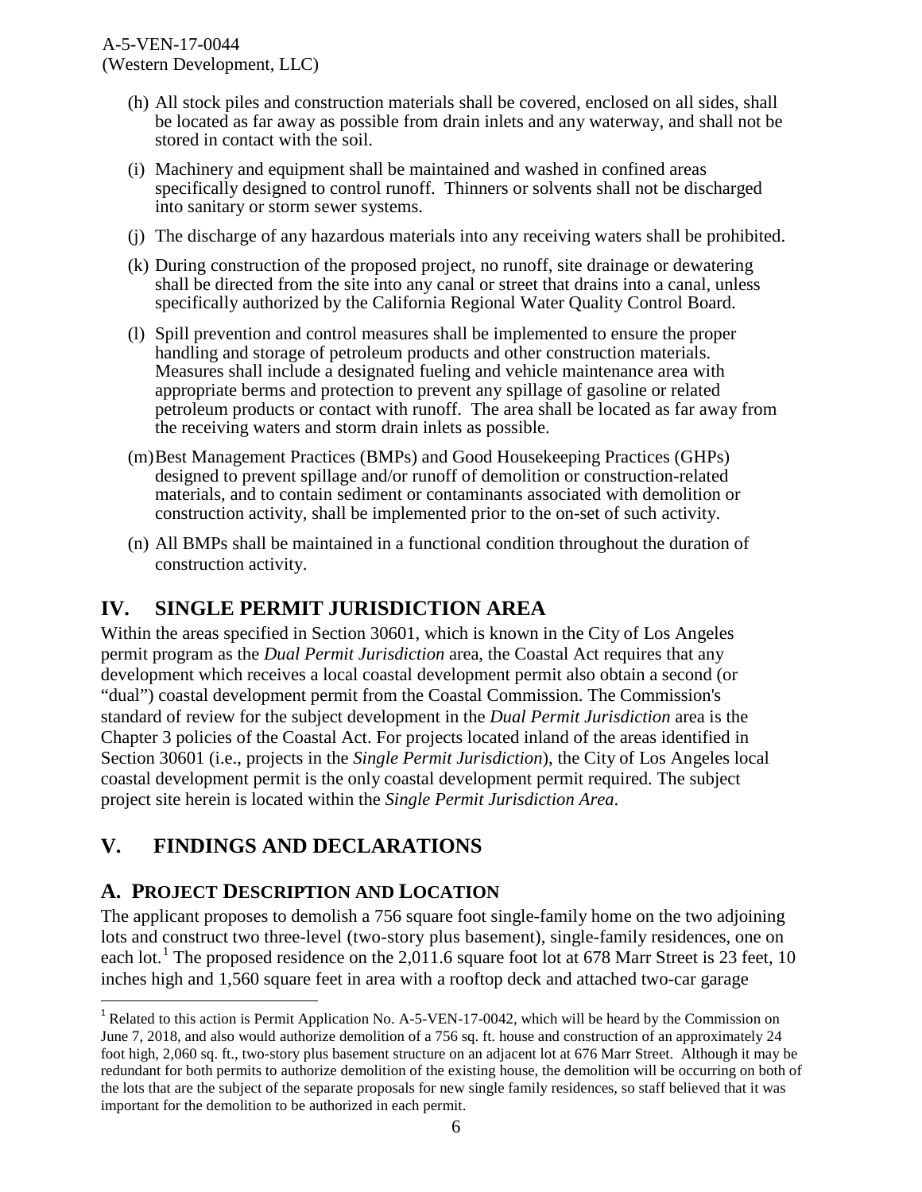(h) All stock piles and construction materials shall be covered, enclosed on all sides, shall be located as far away as possible from drain inlets and any waterway, and shall not be stored in contact with the soil.

(i) Machinery and equipment shall be maintained and washed in confined areas specifically designed to control runoff. Thinners or solvents shall not be discharged into sanitary or storm sewer systems.

(j) The discharge of any hazardous materials into any receiving waters shall be prohibited.

(k) During construction of the proposed project, no runoff, site drainage or dewatering shall be directed from the site into any canal or street that drains into a canal, unless specifically authorized by the California Regional Water Quality Control Board.

(l) Spill prevention and control measures shall be implemented to ensure the proper handling and storage of petroleum products and other construction materials. Measures shall include a designated fueling and vehicle maintenance area with appropriate berms and protection to prevent any spillage of gasoline or related petroleum products or contact with runoff. The area shall be located as far away from the receiving waters and storm drain inlets as possible.

(m) Best Management Practices (BMPs) and Good Housekeeping Practices (GHPs) designed to prevent spillage and/or runoff of demolition or construction-related materials, and to contain sediment or contaminants associated with demolition or construction activity, shall be implemented prior to the on-set of such activity.

(n) All BMPs shall be maintained in a functional condition throughout the duration of construction activity.

# IV. SINGLE PERMIT JURISDICTION AREA

Within the areas specified in Section 30601, which is known in the City of Los Angeles permit program as the *Dual Permit Jurisdiction* area, the Coastal Act requires that any development which receives a local coastal development permit also obtain a second (or "dual") coastal development permit from the Coastal Commission. The Commission's standard of review for the subject development in the *Dual Permit Jurisdiction* area is the Chapter 3 policies of the Coastal Act. For projects located inland of the areas identified in Section 30601 (i.e., projects in the *Single Permit Jurisdiction*), the City of Los Angeles local coastal development permit is the only coastal development permit required. The subject project site herein is located within the *Single Permit Jurisdiction Area*.

# V. FINDINGS AND DECLARATIONS

## A. PROJECT DESCRIPTION AND LOCATION

The applicant proposes to demolish a 756 square foot single-family home on the two adjoining lots and construct two three-level (two-story plus basement), single-family residences, one on each lot.[1] The proposed residence on the 2,011.6 square foot lot at 678 Marr Street is 23 feet, 10 inches high and 1,560 square feet in area with a rooftop deck and attached two-car garage

[1] Related to this action is Permit Application No. A-5-VEN-17-0042, which will be heard by the Commission on June 7, 2018, and also would authorize demolition of a 756 sq. ft. house and construction of an approximately 24 foot high, 2,060 sq. ft., two-story plus basement structure on an adjacent lot at 676 Marr Street. Although it may be redundant for both permits to authorize demolition of the existing house, the demolition will be occurring on both of the lots that are the subject of the separate proposals for new single family residences, so staff believed that it was important for the demolition to be authorized in each permit.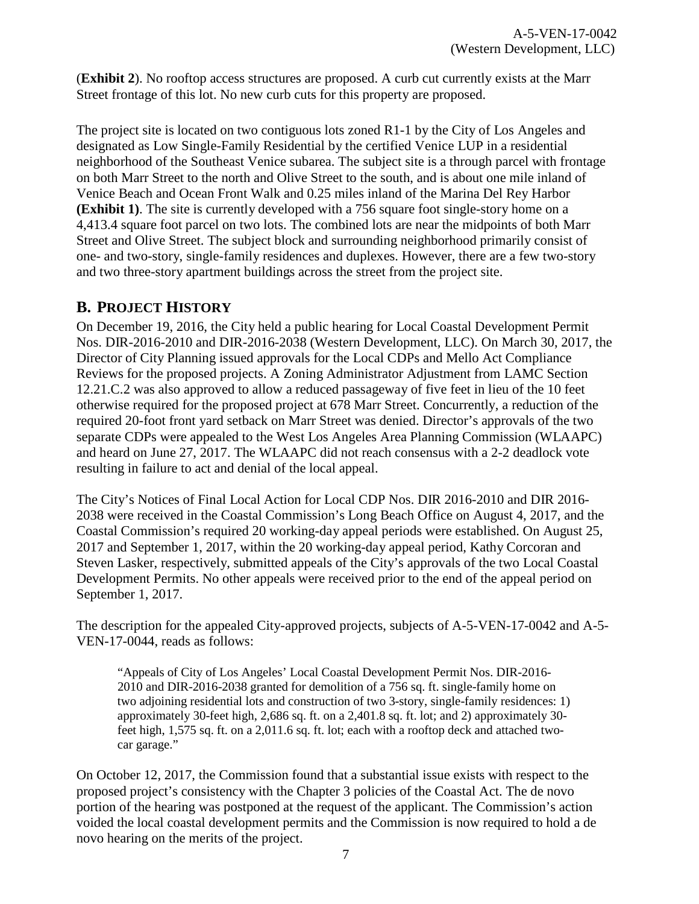(**Exhibit 2**). No rooftop access structures are proposed. A curb cut currently exists at the Marr Street frontage of this lot. No new curb cuts for this property are proposed.

The project site is located on two contiguous lots zoned R1-1 by the City of Los Angeles and designated as Low Single-Family Residential by the certified Venice LUP in a residential neighborhood of the Southeast Venice subarea. The subject site is a through parcel with frontage on both Marr Street to the north and Olive Street to the south, and is about one mile inland of Venice Beach and Ocean Front Walk and 0.25 miles inland of the Marina Del Rey Harbor **(Exhibit 1)**. The site is currently developed with a 756 square foot single-story home on a 4,413.4 square foot parcel on two lots. The combined lots are near the midpoints of both Marr Street and Olive Street. The subject block and surrounding neighborhood primarily consist of one- and two-story, single-family residences and duplexes. However, there are a few two-story and two three-story apartment buildings across the street from the project site.

## B. PROJECT HISTORY

On December 19, 2016, the City held a public hearing for Local Coastal Development Permit Nos. DIR-2016-2010 and DIR-2016-2038 (Western Development, LLC). On March 30, 2017, the Director of City Planning issued approvals for the Local CDPs and Mello Act Compliance Reviews for the proposed projects. A Zoning Administrator Adjustment from LAMC Section 12.21.C.2 was also approved to allow a reduced passageway of five feet in lieu of the 10 feet otherwise required for the proposed project at 678 Marr Street. Concurrently, a reduction of the required 20-foot front yard setback on Marr Street was denied. Director's approvals of the two separate CDPs were appealed to the West Los Angeles Area Planning Commission (WLAAPC) and heard on June 27, 2017. The WLAAPC did not reach consensus with a 2-2 deadlock vote resulting in failure to act and denial of the local appeal.

The City's Notices of Final Local Action for Local CDP Nos. DIR 2016-2010 and DIR 2016-2038 were received in the Coastal Commission's Long Beach Office on August 4, 2017, and the Coastal Commission's required 20 working-day appeal periods were established. On August 25, 2017 and September 1, 2017, within the 20 working-day appeal period, Kathy Corcoran and Steven Lasker, respectively, submitted appeals of the City's approvals of the two Local Coastal Development Permits. No other appeals were received prior to the end of the appeal period on September 1, 2017.

The description for the appealed City-approved projects, subjects of A-5-VEN-17-0042 and A-5-VEN-17-0044, reads as follows:

> "Appeals of City of Los Angeles' Local Coastal Development Permit Nos. DIR-2016-2010 and DIR-2016-2038 granted for demolition of a 756 sq. ft. single-family home on two adjoining residential lots and construction of two 3-story, single-family residences: 1) approximately 30-feet high, 2,686 sq. ft. on a 2,401.8 sq. ft. lot; and 2) approximately 30-feet high, 1,575 sq. ft. on a 2,011.6 sq. ft. lot; each with a rooftop deck and attached two-car garage."

On October 12, 2017, the Commission found that a substantial issue exists with respect to the proposed project's consistency with the Chapter 3 policies of the Coastal Act. The de novo portion of the hearing was postponed at the request of the applicant. The Commission's action voided the local coastal development permits and the Commission is now required to hold a de novo hearing on the merits of the project.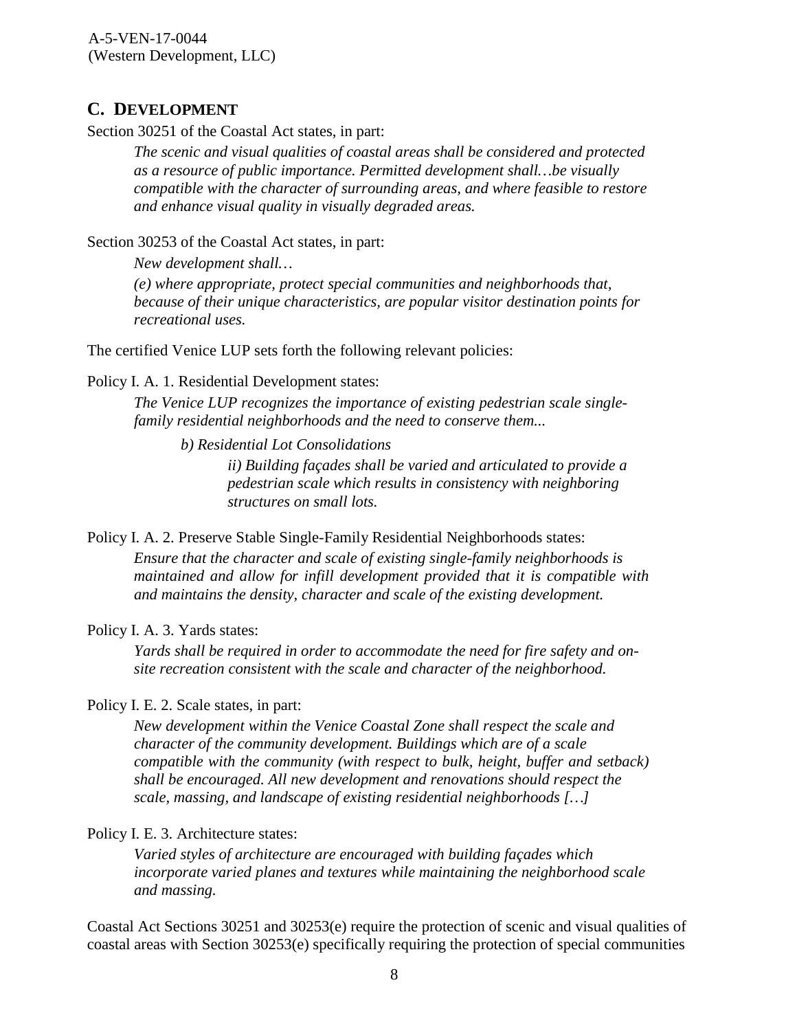## C. DEVELOPMENT

Section 30251 of the Coastal Act states, in part:

> *The scenic and visual qualities of coastal areas shall be considered and protected as a resource of public importance. Permitted development shall…be visually compatible with the character of surrounding areas, and where feasible to restore and enhance visual quality in visually degraded areas.*

Section 30253 of the Coastal Act states, in part:

> *New development shall…*
>
> *(e) where appropriate, protect special communities and neighborhoods that, because of their unique characteristics, are popular visitor destination points for recreational uses.*

The certified Venice LUP sets forth the following relevant policies:

Policy I. A. 1. Residential Development states:

> *The Venice LUP recognizes the importance of existing pedestrian scale single-family residential neighborhoods and the need to conserve them...*
>
> > *b) Residential Lot Consolidations*
> >
> > > *ii) Building façades shall be varied and articulated to provide a pedestrian scale which results in consistency with neighboring structures on small lots.*

Policy I. A. 2. Preserve Stable Single-Family Residential Neighborhoods states:

> *Ensure that the character and scale of existing single-family neighborhoods is maintained and allow for infill development provided that it is compatible with and maintains the density, character and scale of the existing development.*

Policy I. A. 3. Yards states:

> *Yards shall be required in order to accommodate the need for fire safety and on-site recreation consistent with the scale and character of the neighborhood.*

Policy I. E. 2. Scale states, in part:

> *New development within the Venice Coastal Zone shall respect the scale and character of the community development. Buildings which are of a scale compatible with the community (with respect to bulk, height, buffer and setback) shall be encouraged. All new development and renovations should respect the scale, massing, and landscape of existing residential neighborhoods […]*

Policy I. E. 3. Architecture states:

> *Varied styles of architecture are encouraged with building façades which incorporate varied planes and textures while maintaining the neighborhood scale and massing.*

Coastal Act Sections 30251 and 30253(e) require the protection of scenic and visual qualities of coastal areas with Section 30253(e) specifically requiring the protection of special communities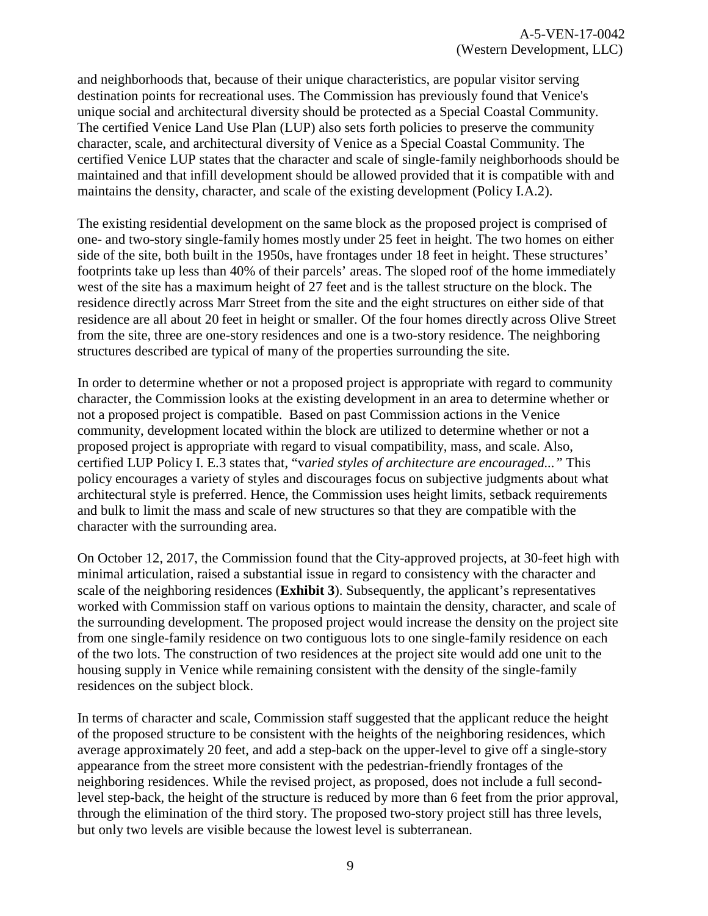and neighborhoods that, because of their unique characteristics, are popular visitor serving destination points for recreational uses. The Commission has previously found that Venice's unique social and architectural diversity should be protected as a Special Coastal Community. The certified Venice Land Use Plan (LUP) also sets forth policies to preserve the community character, scale, and architectural diversity of Venice as a Special Coastal Community. The certified Venice LUP states that the character and scale of single-family neighborhoods should be maintained and that infill development should be allowed provided that it is compatible with and maintains the density, character, and scale of the existing development (Policy I.A.2).

The existing residential development on the same block as the proposed project is comprised of one- and two-story single-family homes mostly under 25 feet in height. The two homes on either side of the site, both built in the 1950s, have frontages under 18 feet in height. These structures' footprints take up less than 40% of their parcels' areas. The sloped roof of the home immediately west of the site has a maximum height of 27 feet and is the tallest structure on the block. The residence directly across Marr Street from the site and the eight structures on either side of that residence are all about 20 feet in height or smaller. Of the four homes directly across Olive Street from the site, three are one-story residences and one is a two-story residence. The neighboring structures described are typical of many of the properties surrounding the site.

In order to determine whether or not a proposed project is appropriate with regard to community character, the Commission looks at the existing development in an area to determine whether or not a proposed project is compatible. Based on past Commission actions in the Venice community, development located within the block are utilized to determine whether or not a proposed project is appropriate with regard to visual compatibility, mass, and scale. Also, certified LUP Policy I. E.3 states that, "v*aried styles of architecture are encouraged..."* This policy encourages a variety of styles and discourages focus on subjective judgments about what architectural style is preferred. Hence, the Commission uses height limits, setback requirements and bulk to limit the mass and scale of new structures so that they are compatible with the character with the surrounding area.

On October 12, 2017, the Commission found that the City-approved projects, at 30-feet high with minimal articulation, raised a substantial issue in regard to consistency with the character and scale of the neighboring residences (**Exhibit 3**). Subsequently, the applicant's representatives worked with Commission staff on various options to maintain the density, character, and scale of the surrounding development. The proposed project would increase the density on the project site from one single-family residence on two contiguous lots to one single-family residence on each of the two lots. The construction of two residences at the project site would add one unit to the housing supply in Venice while remaining consistent with the density of the single-family residences on the subject block.

In terms of character and scale, Commission staff suggested that the applicant reduce the height of the proposed structure to be consistent with the heights of the neighboring residences, which average approximately 20 feet, and add a step-back on the upper-level to give off a single-story appearance from the street more consistent with the pedestrian-friendly frontages of the neighboring residences. While the revised project, as proposed, does not include a full second-level step-back, the height of the structure is reduced by more than 6 feet from the prior approval, through the elimination of the third story. The proposed two-story project still has three levels, but only two levels are visible because the lowest level is subterranean.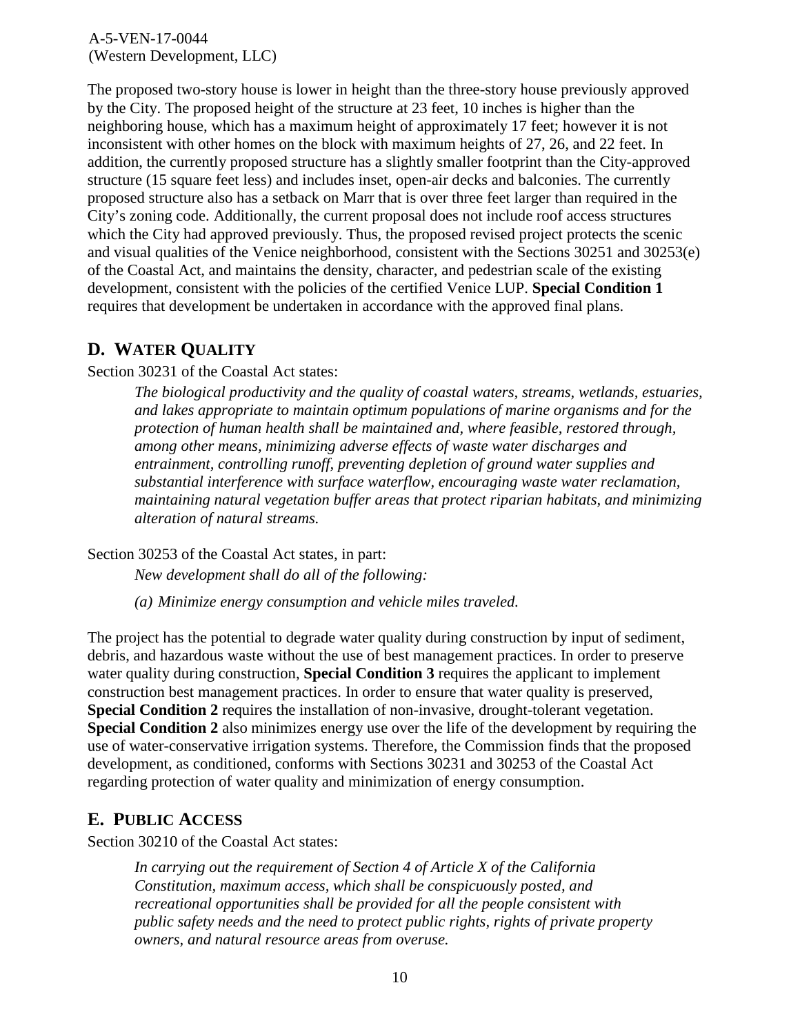The proposed two-story house is lower in height than the three-story house previously approved by the City. The proposed height of the structure at 23 feet, 10 inches is higher than the neighboring house, which has a maximum height of approximately 17 feet; however it is not inconsistent with other homes on the block with maximum heights of 27, 26, and 22 feet. In addition, the currently proposed structure has a slightly smaller footprint than the City-approved structure (15 square feet less) and includes inset, open-air decks and balconies. The currently proposed structure also has a setback on Marr that is over three feet larger than required in the City's zoning code. Additionally, the current proposal does not include roof access structures which the City had approved previously. Thus, the proposed revised project protects the scenic and visual qualities of the Venice neighborhood, consistent with the Sections 30251 and 30253(e) of the Coastal Act, and maintains the density, character, and pedestrian scale of the existing development, consistent with the policies of the certified Venice LUP. **Special Condition 1** requires that development be undertaken in accordance with the approved final plans.

## D. WATER QUALITY

Section 30231 of the Coastal Act states:

> *The biological productivity and the quality of coastal waters, streams, wetlands, estuaries, and lakes appropriate to maintain optimum populations of marine organisms and for the protection of human health shall be maintained and, where feasible, restored through, among other means, minimizing adverse effects of waste water discharges and entrainment, controlling runoff, preventing depletion of ground water supplies and substantial interference with surface waterflow, encouraging waste water reclamation, maintaining natural vegetation buffer areas that protect riparian habitats, and minimizing alteration of natural streams.*

Section 30253 of the Coastal Act states, in part:

> *New development shall do all of the following:*
>
> *(a) Minimize energy consumption and vehicle miles traveled.*

The project has the potential to degrade water quality during construction by input of sediment, debris, and hazardous waste without the use of best management practices. In order to preserve water quality during construction, **Special Condition 3** requires the applicant to implement construction best management practices. In order to ensure that water quality is preserved, **Special Condition 2** requires the installation of non-invasive, drought-tolerant vegetation. **Special Condition 2** also minimizes energy use over the life of the development by requiring the use of water-conservative irrigation systems. Therefore, the Commission finds that the proposed development, as conditioned, conforms with Sections 30231 and 30253 of the Coastal Act regarding protection of water quality and minimization of energy consumption.

## E. PUBLIC ACCESS

Section 30210 of the Coastal Act states:

> *In carrying out the requirement of Section 4 of Article X of the California Constitution, maximum access, which shall be conspicuously posted, and recreational opportunities shall be provided for all the people consistent with public safety needs and the need to protect public rights, rights of private property owners, and natural resource areas from overuse.*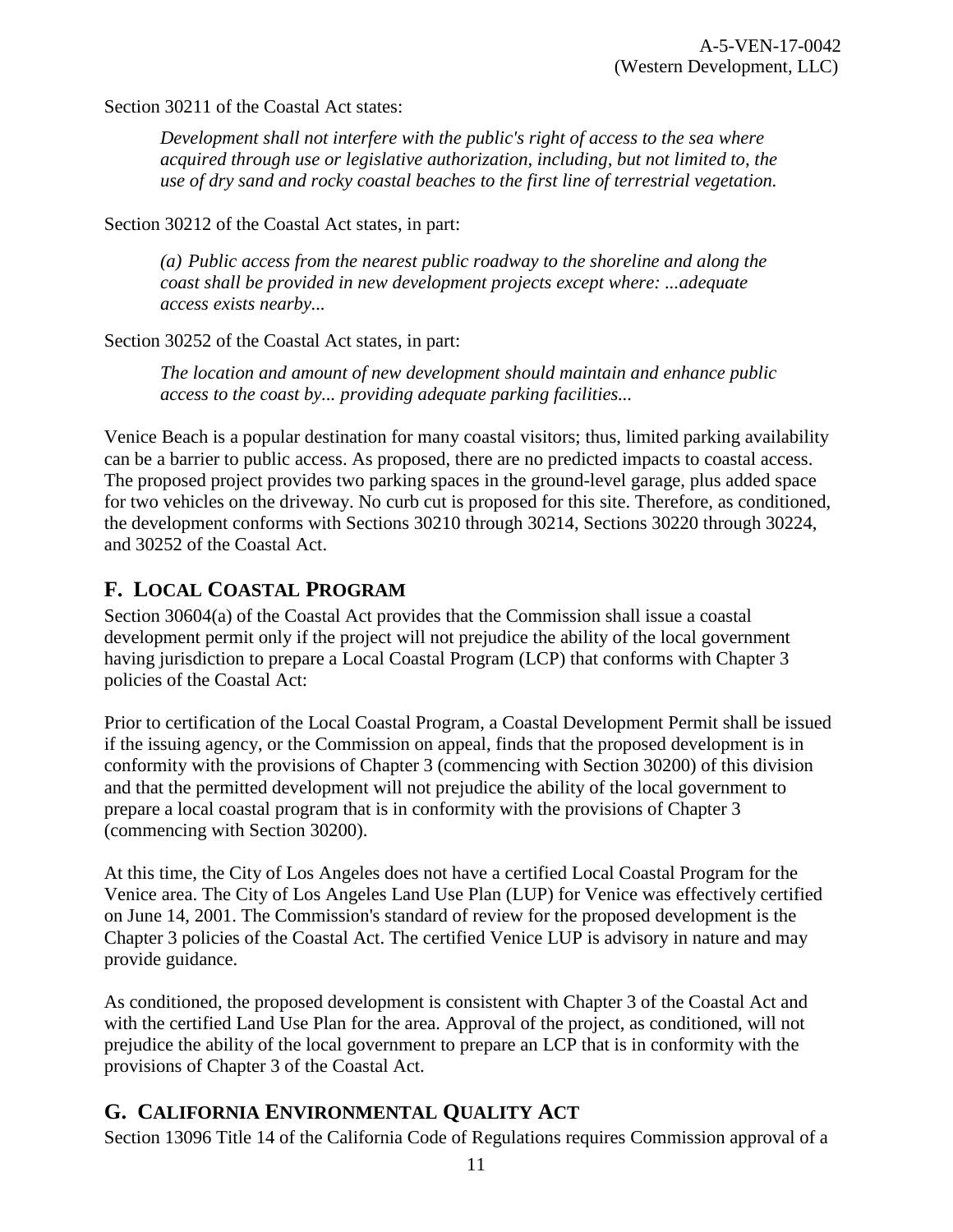Section 30211 of the Coastal Act states:

> *Development shall not interfere with the public's right of access to the sea where acquired through use or legislative authorization, including, but not limited to, the use of dry sand and rocky coastal beaches to the first line of terrestrial vegetation.*

Section 30212 of the Coastal Act states, in part:

> *(a) Public access from the nearest public roadway to the shoreline and along the coast shall be provided in new development projects except where: ...adequate access exists nearby...*

Section 30252 of the Coastal Act states, in part:

> *The location and amount of new development should maintain and enhance public access to the coast by... providing adequate parking facilities...*

Venice Beach is a popular destination for many coastal visitors; thus, limited parking availability can be a barrier to public access. As proposed, there are no predicted impacts to coastal access. The proposed project provides two parking spaces in the ground-level garage, plus added space for two vehicles on the driveway. No curb cut is proposed for this site. Therefore, as conditioned, the development conforms with Sections 30210 through 30214, Sections 30220 through 30224, and 30252 of the Coastal Act.

## F. LOCAL COASTAL PROGRAM

Section 30604(a) of the Coastal Act provides that the Commission shall issue a coastal development permit only if the project will not prejudice the ability of the local government having jurisdiction to prepare a Local Coastal Program (LCP) that conforms with Chapter 3 policies of the Coastal Act:

Prior to certification of the Local Coastal Program, a Coastal Development Permit shall be issued if the issuing agency, or the Commission on appeal, finds that the proposed development is in conformity with the provisions of Chapter 3 (commencing with Section 30200) of this division and that the permitted development will not prejudice the ability of the local government to prepare a local coastal program that is in conformity with the provisions of Chapter 3 (commencing with Section 30200).

At this time, the City of Los Angeles does not have a certified Local Coastal Program for the Venice area. The City of Los Angeles Land Use Plan (LUP) for Venice was effectively certified on June 14, 2001. The Commission's standard of review for the proposed development is the Chapter 3 policies of the Coastal Act. The certified Venice LUP is advisory in nature and may provide guidance.

As conditioned, the proposed development is consistent with Chapter 3 of the Coastal Act and with the certified Land Use Plan for the area. Approval of the project, as conditioned, will not prejudice the ability of the local government to prepare an LCP that is in conformity with the provisions of Chapter 3 of the Coastal Act.

## G. CALIFORNIA ENVIRONMENTAL QUALITY ACT

Section 13096 Title 14 of the California Code of Regulations requires Commission approval of a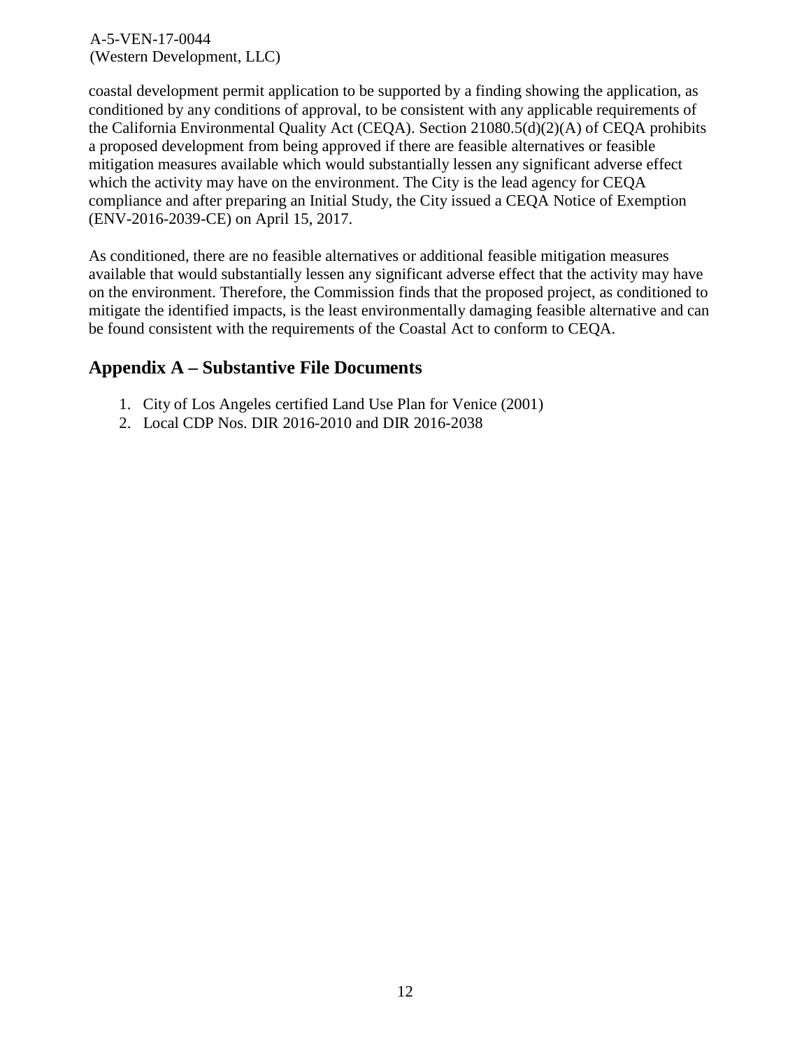coastal development permit application to be supported by a finding showing the application, as conditioned by any conditions of approval, to be consistent with any applicable requirements of the California Environmental Quality Act (CEQA). Section 21080.5(d)(2)(A) of CEQA prohibits a proposed development from being approved if there are feasible alternatives or feasible mitigation measures available which would substantially lessen any significant adverse effect which the activity may have on the environment. The City is the lead agency for CEQA compliance and after preparing an Initial Study, the City issued a CEQA Notice of Exemption (ENV-2016-2039-CE) on April 15, 2017.

As conditioned, there are no feasible alternatives or additional feasible mitigation measures available that would substantially lessen any significant adverse effect that the activity may have on the environment. Therefore, the Commission finds that the proposed project, as conditioned to mitigate the identified impacts, is the least environmentally damaging feasible alternative and can be found consistent with the requirements of the Coastal Act to conform to CEQA.

## Appendix A – Substantive File Documents

1. City of Los Angeles certified Land Use Plan for Venice (2001)
2. Local CDP Nos. DIR 2016-2010 and DIR 2016-2038